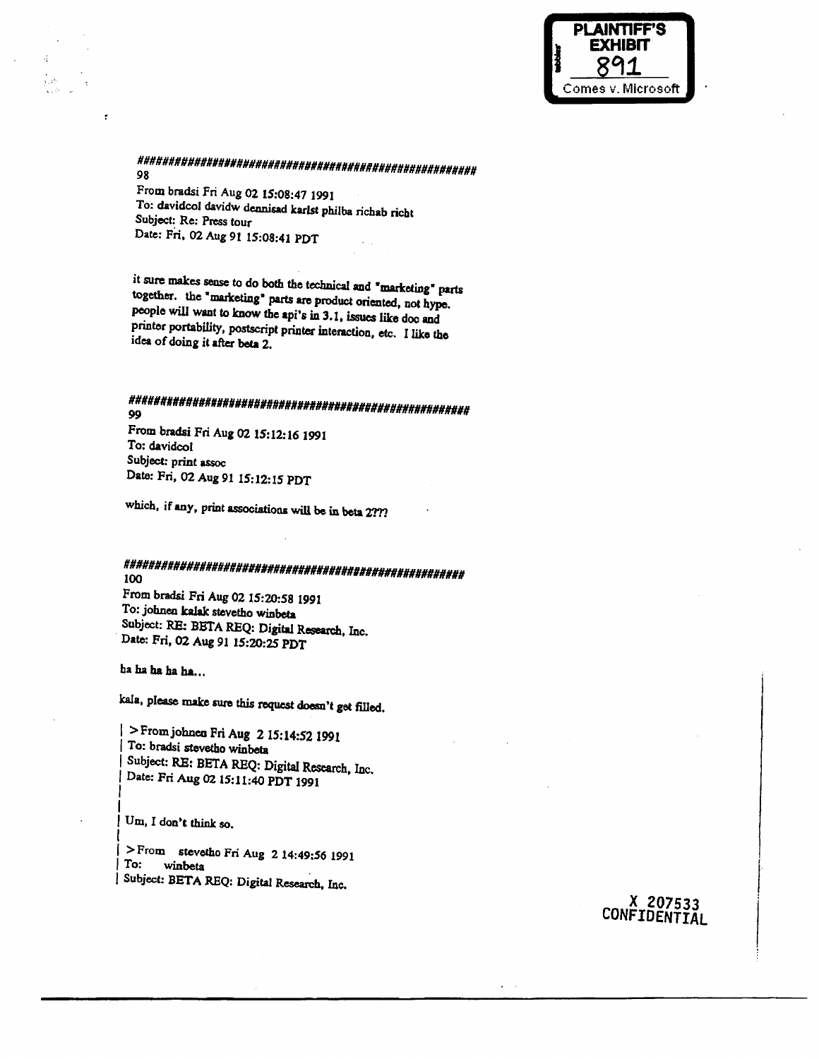PLAINTIFF'S EXHIBIT 891 Comes v. Microsoft

########################################################
98
From bradsi Fri Aug 02 15:08:47 1991
To: davidcol davidw dennisad karlst philba richab richt
Subject: Re: Press tour
Date: Fri, 02 Aug 91 15:08:41 PDT

it sure makes sense to do both the technical and "marketing" parts together. the "marketing" parts are product oriented, not hype. people will want to know the api's in 3.1, issues like doc and printer portability, postscript printer interaction, etc. I like the idea of doing it after beta 2.

########################################################
99
From bradsi Fri Aug 02 15:12:16 1991
To: davidcol
Subject: print assoc
Date: Fri, 02 Aug 91 15:12:15 PDT

which, if any, print associations will be in beta 2???

########################################################
100
From bradsi Fri Aug 02 15:20:58 1991
To: johnen kalak stevetho winbeta
Subject: RE: BETA REQ: Digital Research, Inc.
Date: Fri, 02 Aug 91 15:20:25 PDT

ha ha ha ha ha...

kala, please make sure this request doesn't get filled.

| >From johnen Fri Aug 2 15:14:52 1991
| To: bradsi stevetho winbeta
| Subject: RE: BETA REQ: Digital Research, Inc.
| Date: Fri Aug 02 15:11:40 PDT 1991
|
|
| Um, I don't think so.
|
| >From stevetho Fri Aug 2 14:49:56 1991
| To: winbeta
| Subject: BETA REQ: Digital Research, Inc.

X 207533
CONFIDENTIAL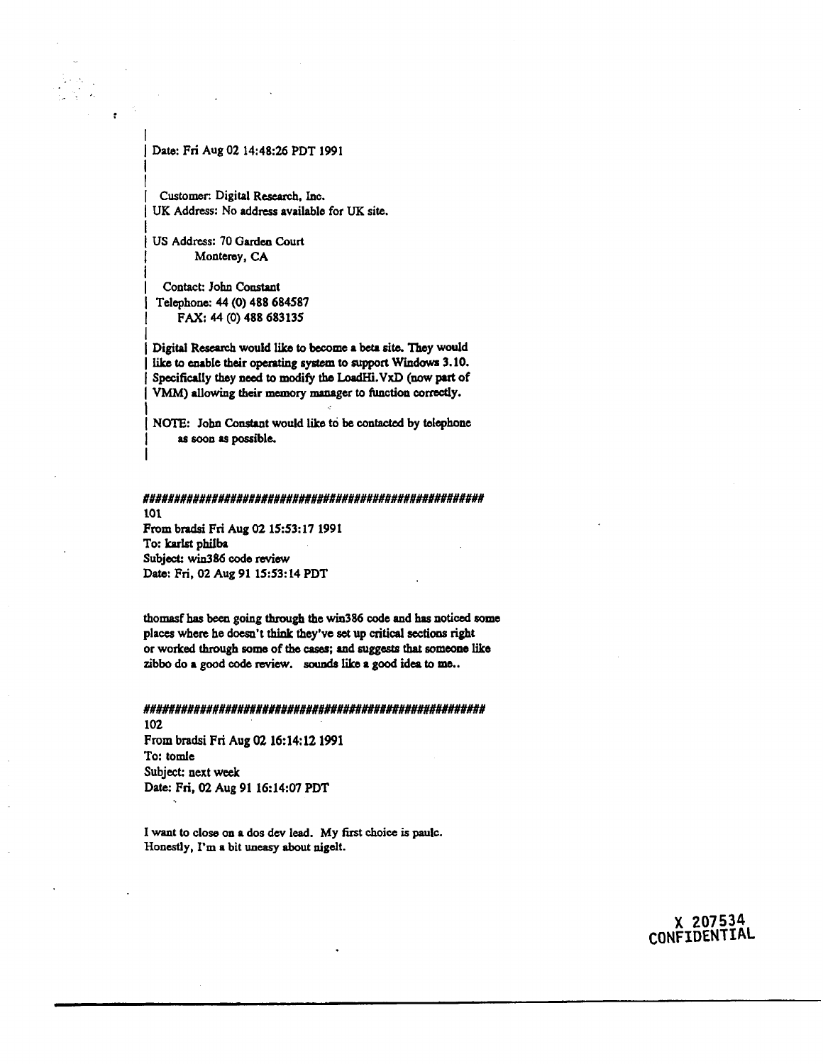| Date: Fri Aug 02 14:48:26 PDT 1991
|
|
| Customer: Digital Research, Inc.
| UK Address: No address available for UK site.
|
| US Address: 70 Garden Court
| Monterey, CA
|
| Contact: John Constant
| Telephone: 44 (0) 488 684587
| FAX: 44 (0) 488 683135
|
| Digital Research would like to become a beta site. They would
| like to enable their operating system to support Windows 3.10.
| Specifically they need to modify the LoadHi.VxD (now part of
| VMM) allowing their memory manager to function correctly.
|
| NOTE: John Constant would like to be contacted by telephone
| as soon as possible.
|

###########################################################

101
From bradsi Fri Aug 02 15:53:17 1991
To: karlst philba
Subject: win386 code review
Date: Fri, 02 Aug 91 15:53:14 PDT

thomasf has been going through the win386 code and has noticed some places where he doesn't think they've set up critical sections right or worked through some of the cases; and suggests that someone like zibbo do a good code review. sounds like a good idea to me..

###########################################################

102
From bradsi Fri Aug 02 16:14:12 1991
To: tomle
Subject: next week
Date: Fri, 02 Aug 91 16:14:07 PDT

I want to close on a dos dev lead. My first choice is paulc. Honestly, I'm a bit uneasy about nigelt.

X 207534
CONFIDENTIAL